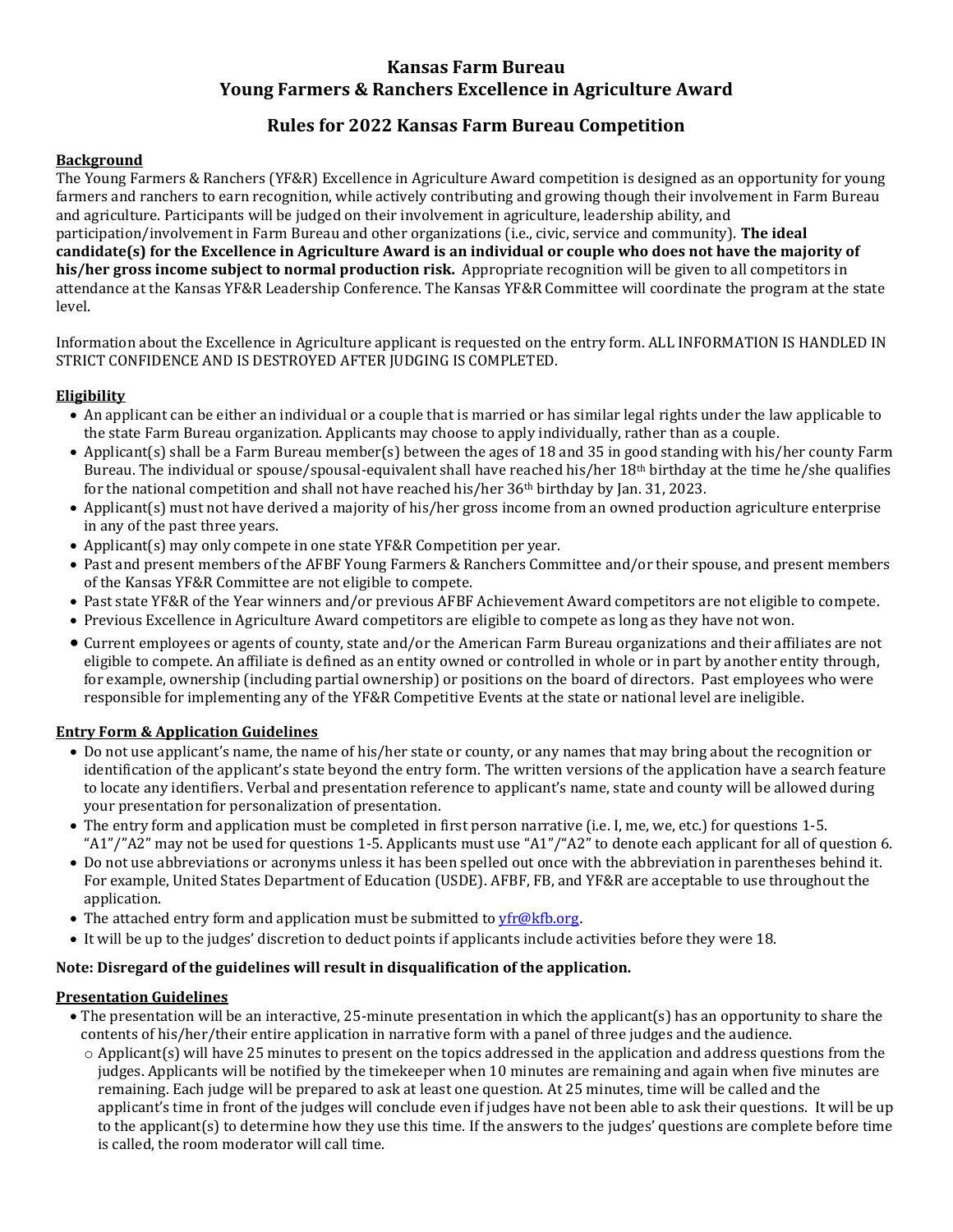# Kansas Farm Bureau
# Young Farmers & Ranchers Excellence in Agriculture Award

## Rules for 2022 Kansas Farm Bureau Competition

**Background**

The Young Farmers & Ranchers (YF&R) Excellence in Agriculture Award competition is designed as an opportunity for young farmers and ranchers to earn recognition, while actively contributing and growing though their involvement in Farm Bureau and agriculture. Participants will be judged on their involvement in agriculture, leadership ability, and participation/involvement in Farm Bureau and other organizations (i.e., civic, service and community). **The ideal candidate(s) for the Excellence in Agriculture Award is an individual or couple who does not have the majority of his/her gross income subject to normal production risk.** Appropriate recognition will be given to all competitors in attendance at the Kansas YF&R Leadership Conference. The Kansas YF&R Committee will coordinate the program at the state level.

Information about the Excellence in Agriculture applicant is requested on the entry form. ALL INFORMATION IS HANDLED IN STRICT CONFIDENCE AND IS DESTROYED AFTER JUDGING IS COMPLETED.

**Eligibility**

- An applicant can be either an individual or a couple that is married or has similar legal rights under the law applicable to the state Farm Bureau organization. Applicants may choose to apply individually, rather than as a couple.
- Applicant(s) shall be a Farm Bureau member(s) between the ages of 18 and 35 in good standing with his/her county Farm Bureau. The individual or spouse/spousal-equivalent shall have reached his/her 18th birthday at the time he/she qualifies for the national competition and shall not have reached his/her 36th birthday by Jan. 31, 2023.
- Applicant(s) must not have derived a majority of his/her gross income from an owned production agriculture enterprise in any of the past three years.
- Applicant(s) may only compete in one state YF&R Competition per year.
- Past and present members of the AFBF Young Farmers & Ranchers Committee and/or their spouse, and present members of the Kansas YF&R Committee are not eligible to compete.
- Past state YF&R of the Year winners and/or previous AFBF Achievement Award competitors are not eligible to compete.
- Previous Excellence in Agriculture Award competitors are eligible to compete as long as they have not won.
- Current employees or agents of county, state and/or the American Farm Bureau organizations and their affiliates are not eligible to compete. An affiliate is defined as an entity owned or controlled in whole or in part by another entity through, for example, ownership (including partial ownership) or positions on the board of directors. Past employees who were responsible for implementing any of the YF&R Competitive Events at the state or national level are ineligible.

**Entry Form & Application Guidelines**

- Do not use applicant's name, the name of his/her state or county, or any names that may bring about the recognition or identification of the applicant's state beyond the entry form. The written versions of the application have a search feature to locate any identifiers. Verbal and presentation reference to applicant's name, state and county will be allowed during your presentation for personalization of presentation.
- The entry form and application must be completed in first person narrative (i.e. I, me, we, etc.) for questions 1-5. "A1"/"A2" may not be used for questions 1-5. Applicants must use "A1"/"A2" to denote each applicant for all of question 6.
- Do not use abbreviations or acronyms unless it has been spelled out once with the abbreviation in parentheses behind it. For example, United States Department of Education (USDE). AFBF, FB, and YF&R are acceptable to use throughout the application.
- The attached entry form and application must be submitted to yfr@kfb.org.
- It will be up to the judges' discretion to deduct points if applicants include activities before they were 18.

**Note: Disregard of the guidelines will result in disqualification of the application.**

**Presentation Guidelines**

- The presentation will be an interactive, 25-minute presentation in which the applicant(s) has an opportunity to share the contents of his/her/their entire application in narrative form with a panel of three judges and the audience.
  - Applicant(s) will have 25 minutes to present on the topics addressed in the application and address questions from the judges. Applicants will be notified by the timekeeper when 10 minutes are remaining and again when five minutes are remaining. Each judge will be prepared to ask at least one question. At 25 minutes, time will be called and the applicant's time in front of the judges will conclude even if judges have not been able to ask their questions. It will be up to the applicant(s) to determine how they use this time. If the answers to the judges' questions are complete before time is called, the room moderator will call time.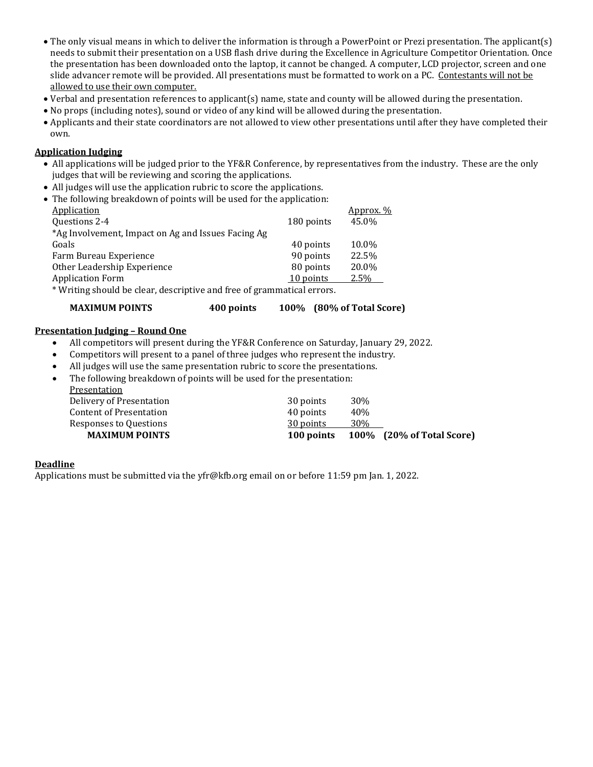- The only visual means in which to deliver the information is through a PowerPoint or Prezi presentation. The applicant(s) needs to submit their presentation on a USB flash drive during the Excellence in Agriculture Competitor Orientation. Once the presentation has been downloaded onto the laptop, it cannot be changed. A computer, LCD projector, screen and one slide advancer remote will be provided. All presentations must be formatted to work on a PC. <u>Contestants will not be allowed to use their own computer.</u>
- Verbal and presentation references to applicant(s) name, state and county will be allowed during the presentation.
- No props (including notes), sound or video of any kind will be allowed during the presentation.
- Applicants and their state coordinators are not allowed to view other presentations until after they have completed their own.

**<u>Application Judging</u>**

- All applications will be judged prior to the YF&R Conference, by representatives from the industry. These are the only judges that will be reviewing and scoring the applications.
- All judges will use the application rubric to score the applications.
- The following breakdown of points will be used for the application:

| Application | | Approx. % |
|---|---|---|
| Questions 2-4 | 180 points | 45.0% |
| *Ag Involvement, Impact on Ag and Issues Facing Ag | | |
| Goals | 40 points | 10.0% |
| Farm Bureau Experience | 90 points | 22.5% |
| Other Leadership Experience | 80 points | 20.0% |
| Application Form | 10 points | 2.5% |

\* Writing should be clear, descriptive and free of grammatical errors.

| **MAXIMUM POINTS** | **400 points** | **100% (80% of Total Score)** |
|---|---|---|

**<u>Presentation Judging – Round One</u>**

- All competitors will present during the YF&R Conference on Saturday, January 29, 2022.
- Competitors will present to a panel of three judges who represent the industry.
- All judges will use the same presentation rubric to score the presentations.
- The following breakdown of points will be used for the presentation:

| Presentation | | |
|---|---|---|
| Delivery of Presentation | 30 points | 30% |
| Content of Presentation | 40 points | 40% |
| Responses to Questions | 30 points | 30% |
| **MAXIMUM POINTS** | **100 points** | **100% (20% of Total Score)** |

**<u>Deadline</u>**

Applications must be submitted via the yfr@kfb.org email on or before 11:59 pm Jan. 1, 2022.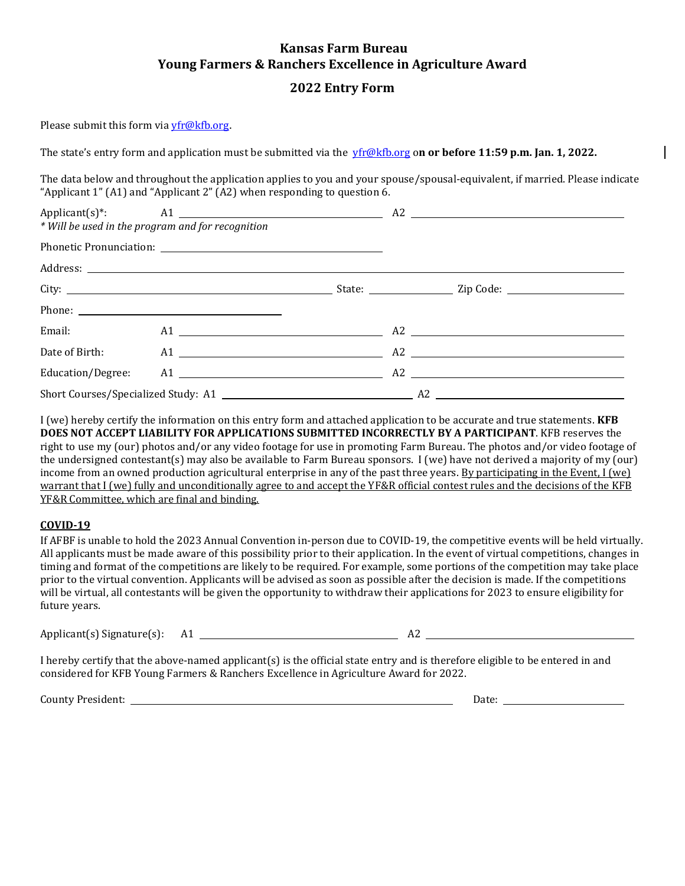# Kansas Farm Bureau
# Young Farmers & Ranchers Excellence in Agriculture Award

## 2022 Entry Form

Please submit this form via yfr@kfb.org.

The state's entry form and application must be submitted via the yfr@kfb.org o**n or before 11:59 p.m. Jan. 1, 2022.**

The data below and throughout the application applies to you and your spouse/spousal-equivalent, if married. Please indicate "Applicant 1" (A1) and "Applicant 2" (A2) when responding to question 6.

Applicant(s)*: A1 ______________________ A2 ______________________
*\* Will be used in the program and for recognition*

Phonetic Pronunciation: ______________________

Address: ______________________

City: ______________________ State: __________ Zip Code: __________

Phone: ______________________

Email: A1 ______________________ A2 ______________________

Date of Birth: A1 ______________________ A2 ______________________

Education/Degree: A1 ______________________ A2 ______________________

Short Courses/Specialized Study: A1 ______________________ A2 ______________________

I (we) hereby certify the information on this entry form and attached application to be accurate and true statements. **KFB DOES NOT ACCEPT LIABILITY FOR APPLICATIONS SUBMITTED INCORRECTLY BY A PARTICIPANT**. KFB reserves the right to use my (our) photos and/or any video footage for use in promoting Farm Bureau. The photos and/or video footage of the undersigned contestant(s) may also be available to Farm Bureau sponsors. I (we) have not derived a majority of my (our) income from an owned production agricultural enterprise in any of the past three years. <u>By participating in the Event, I (we) warrant that I (we) fully and unconditionally agree to and accept the YF&R official contest rules and the decisions of the KFB YF&R Committee, which are final and binding.</u>

**<u>COVID-19</u>**

If AFBF is unable to hold the 2023 Annual Convention in-person due to COVID-19, the competitive events will be held virtually. All applicants must be made aware of this possibility prior to their application. In the event of virtual competitions, changes in timing and format of the competitions are likely to be required. For example, some portions of the competition may take place prior to the virtual convention. Applicants will be advised as soon as possible after the decision is made. If the competitions will be virtual, all contestants will be given the opportunity to withdraw their applications for 2023 to ensure eligibility for future years.

Applicant(s) Signature(s): A1 ______________________ A2 ______________________

I hereby certify that the above-named applicant(s) is the official state entry and is therefore eligible to be entered in and considered for KFB Young Farmers & Ranchers Excellence in Agriculture Award for 2022.

County President: ______________________ Date: __________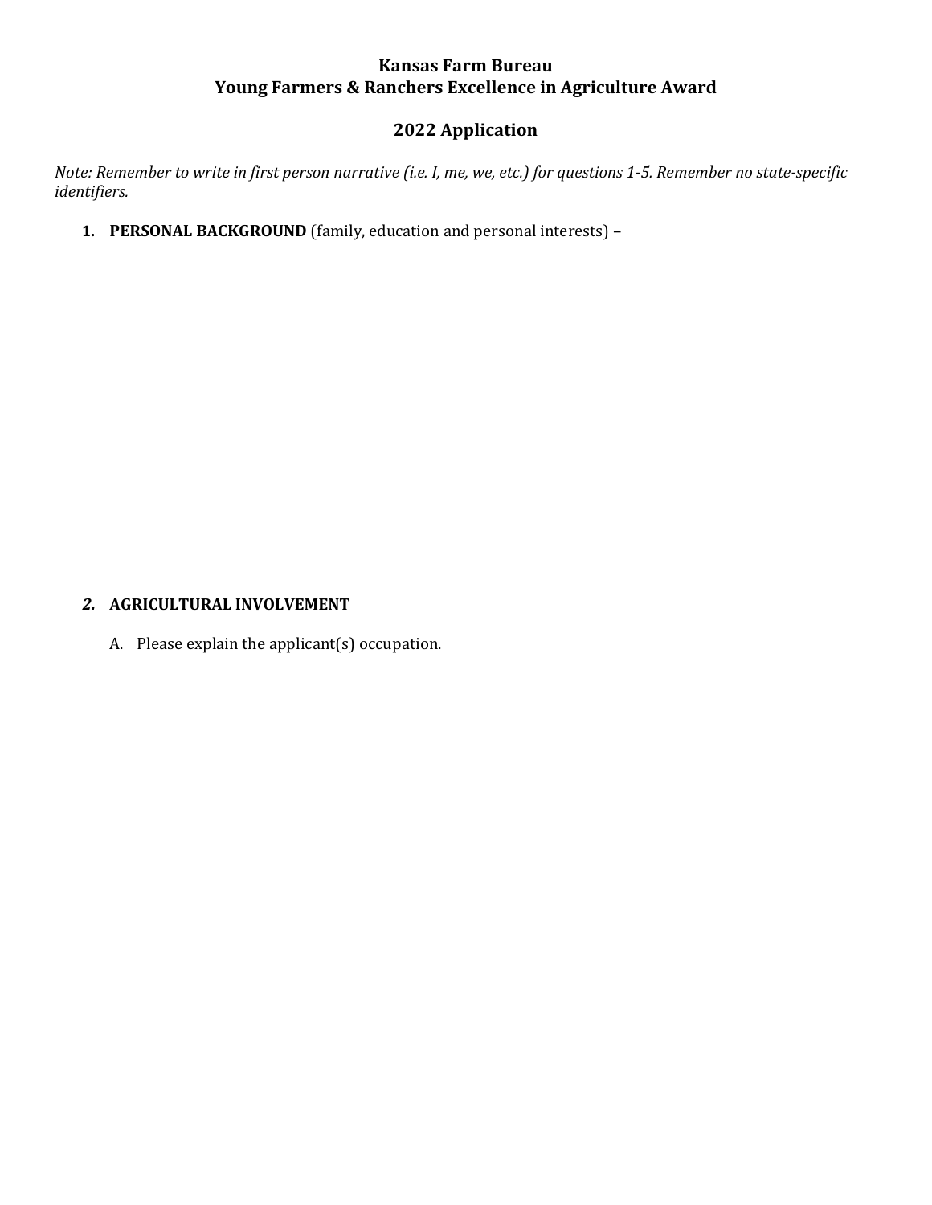**Kansas Farm Bureau**
**Young Farmers & Ranchers Excellence in Agriculture Award**

**2022 Application**

*Note: Remember to write in first person narrative (i.e. I, me, we, etc.) for questions 1-5. Remember no state-specific identifiers.*

1. **PERSONAL BACKGROUND** (family, education and personal interests) –

2. **AGRICULTURAL INVOLVEMENT**

   A. Please explain the applicant(s) occupation.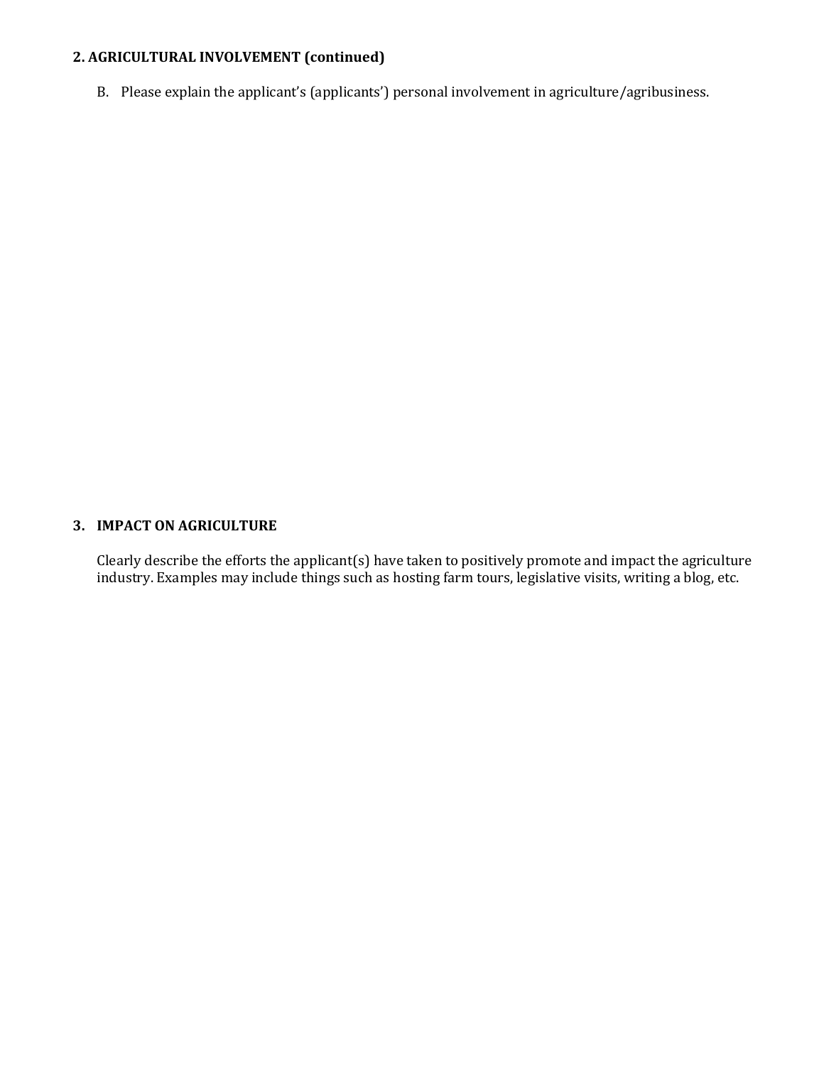## 2. AGRICULTURAL INVOLVEMENT (continued)

B. Please explain the applicant's (applicants') personal involvement in agriculture/agribusiness.

## 3. IMPACT ON AGRICULTURE

Clearly describe the efforts the applicant(s) have taken to positively promote and impact the agriculture industry. Examples may include things such as hosting farm tours, legislative visits, writing a blog, etc.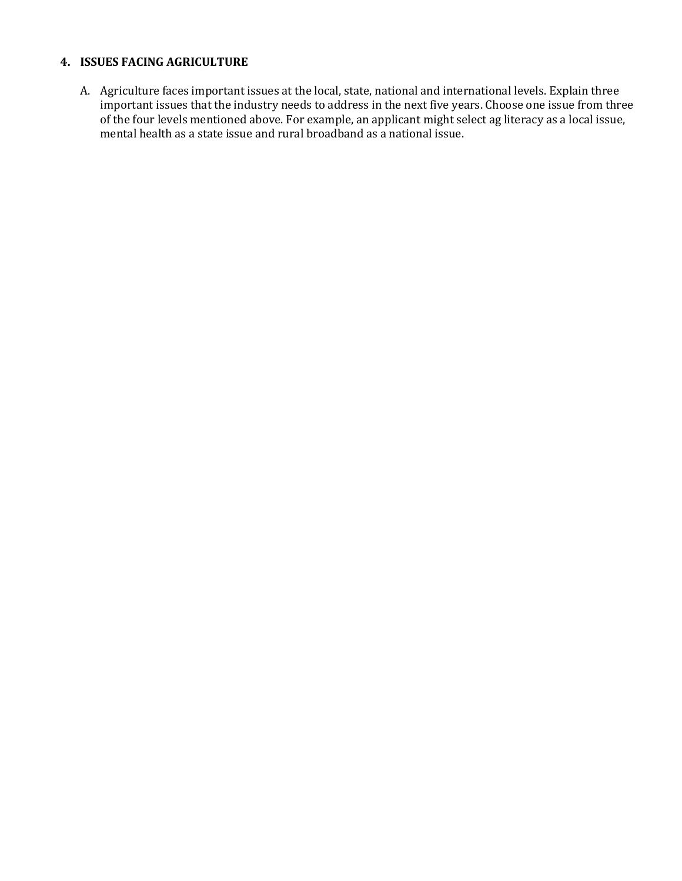## 4. ISSUES FACING AGRICULTURE

A. Agriculture faces important issues at the local, state, national and international levels. Explain three important issues that the industry needs to address in the next five years. Choose one issue from three of the four levels mentioned above. For example, an applicant might select ag literacy as a local issue, mental health as a state issue and rural broadband as a national issue.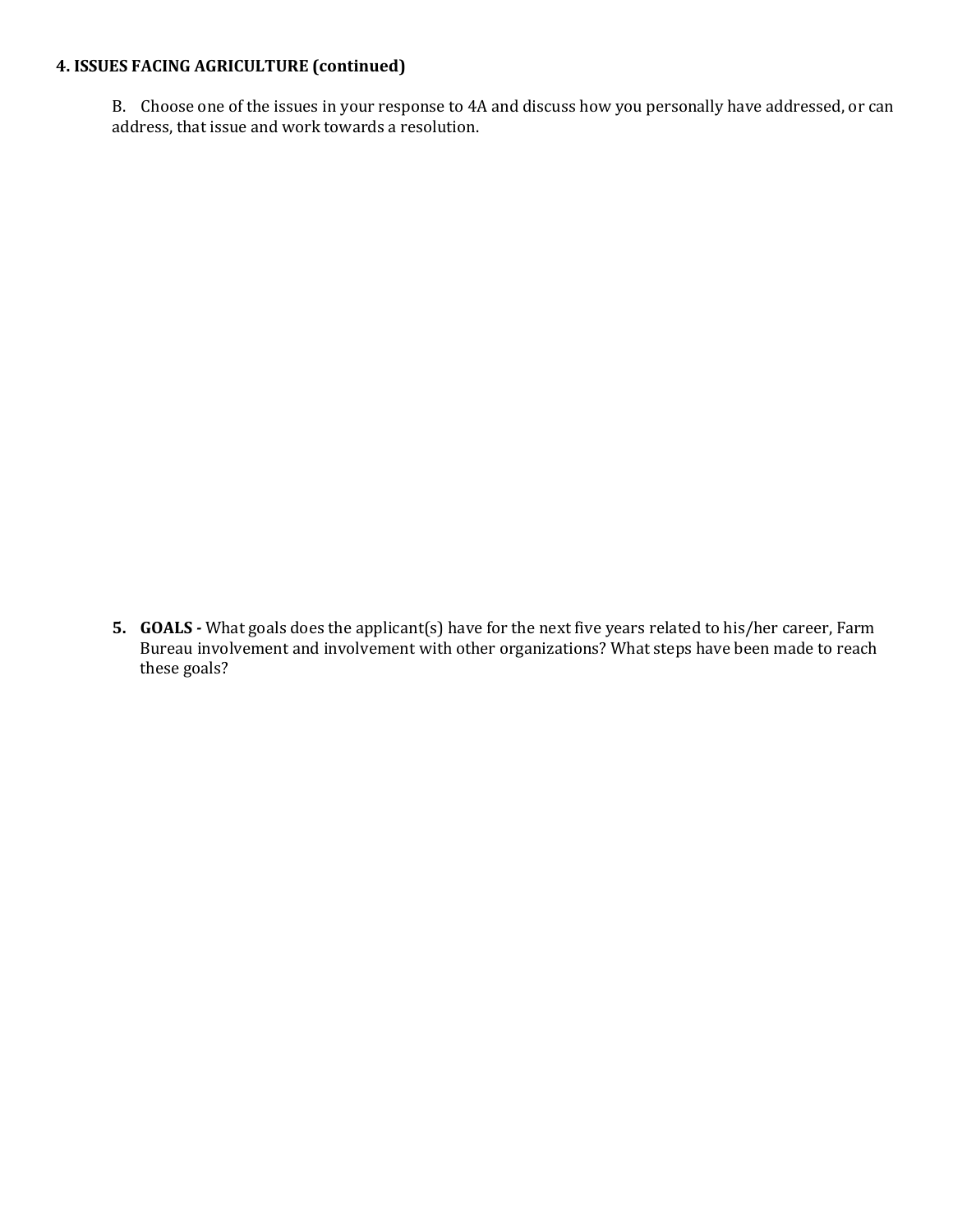**4. ISSUES FACING AGRICULTURE (continued)**

B. Choose one of the issues in your response to 4A and discuss how you personally have addressed, or can address, that issue and work towards a resolution.

5. **GOALS -** What goals does the applicant(s) have for the next five years related to his/her career, Farm Bureau involvement and involvement with other organizations? What steps have been made to reach these goals?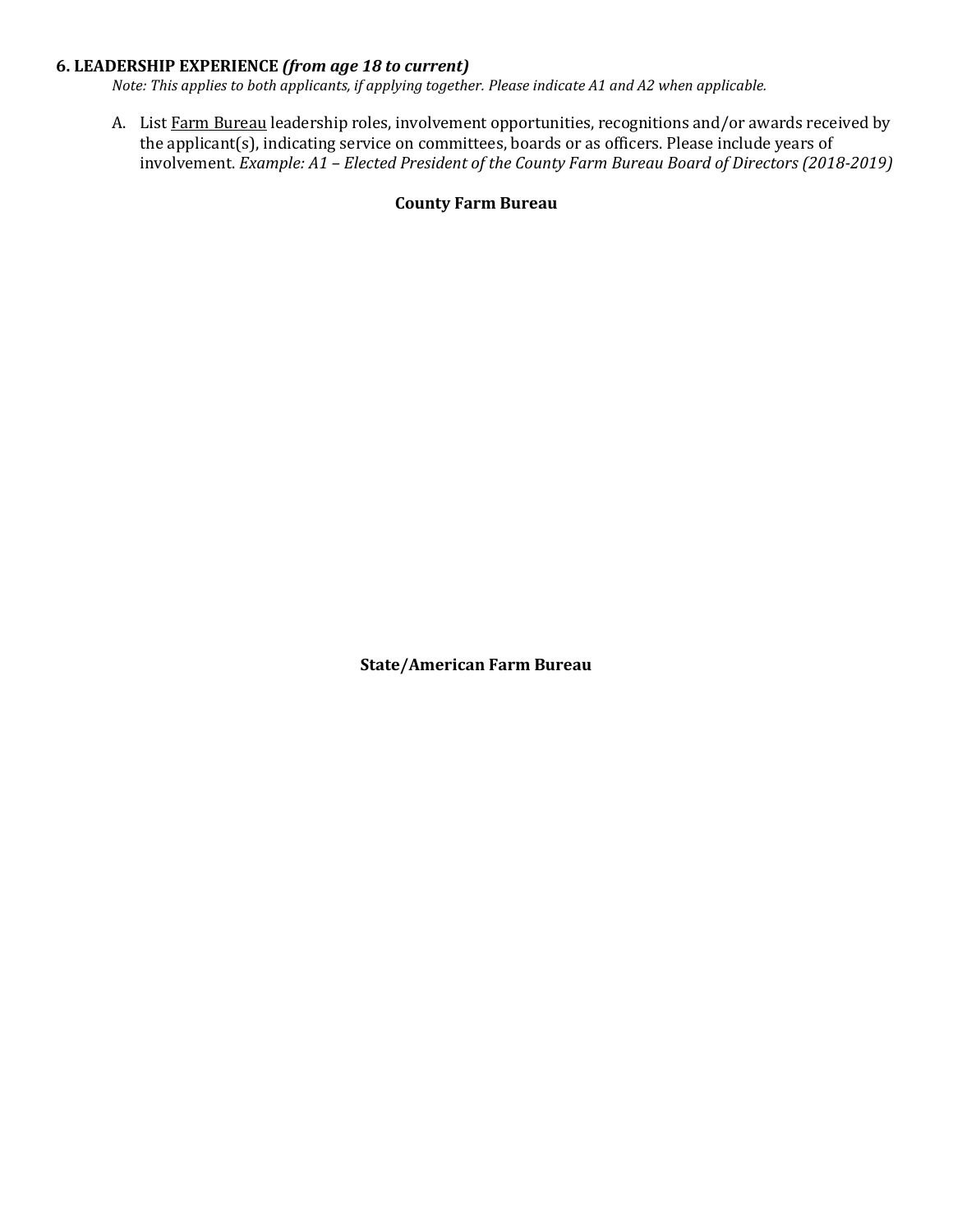## 6. LEADERSHIP EXPERIENCE *(from age 18 to current)*

*Note: This applies to both applicants, if applying together. Please indicate A1 and A2 when applicable.*

A. List <u>Farm Bureau</u> leadership roles, involvement opportunities, recognitions and/or awards received by the applicant(s), indicating service on committees, boards or as officers. Please include years of involvement. *Example: A1 – Elected President of the County Farm Bureau Board of Directors (2018-2019)*

**County Farm Bureau**

**State/American Farm Bureau**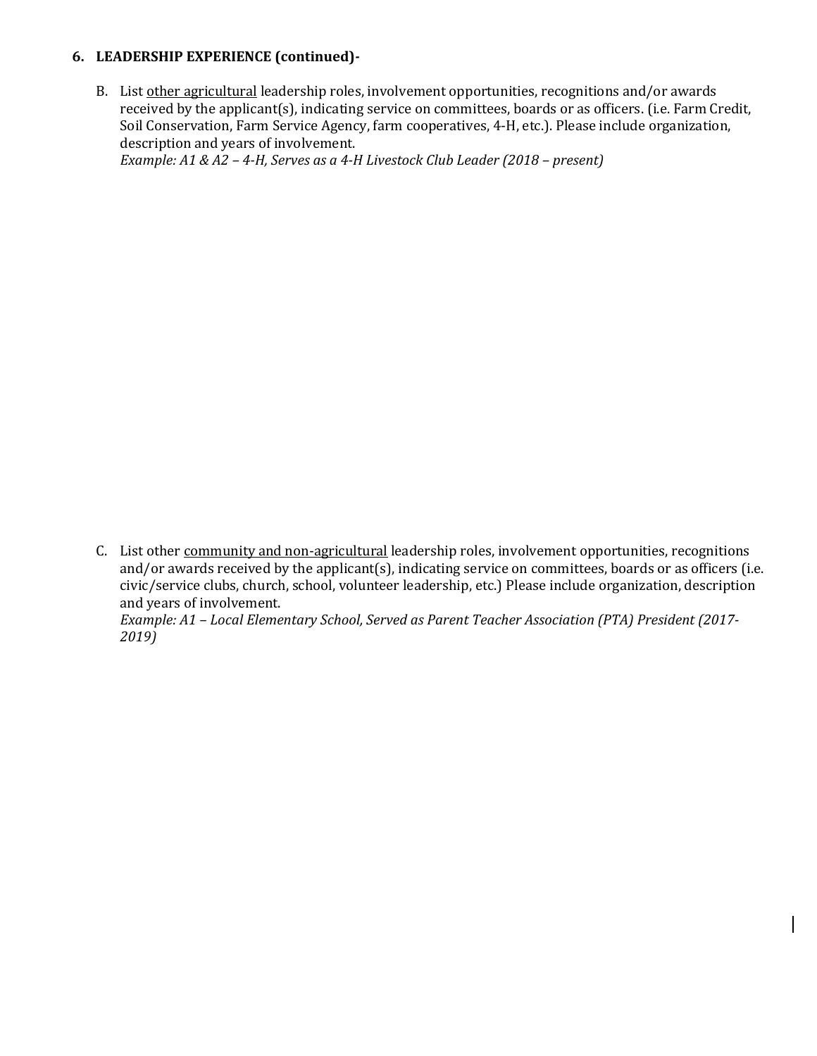**6. LEADERSHIP EXPERIENCE (continued)-**

B. List <u>other agricultural</u> leadership roles, involvement opportunities, recognitions and/or awards received by the applicant(s), indicating service on committees, boards or as officers. (i.e. Farm Credit, Soil Conservation, Farm Service Agency, farm cooperatives, 4-H, etc.). Please include organization, description and years of involvement.
*Example: A1 & A2 – 4-H, Serves as a 4-H Livestock Club Leader (2018 – present)*

C. List other <u>community and non-agricultural</u> leadership roles, involvement opportunities, recognitions and/or awards received by the applicant(s), indicating service on committees, boards or as officers (i.e. civic/service clubs, church, school, volunteer leadership, etc.) Please include organization, description and years of involvement.
*Example: A1 – Local Elementary School, Served as Parent Teacher Association (PTA) President (2017-2019)*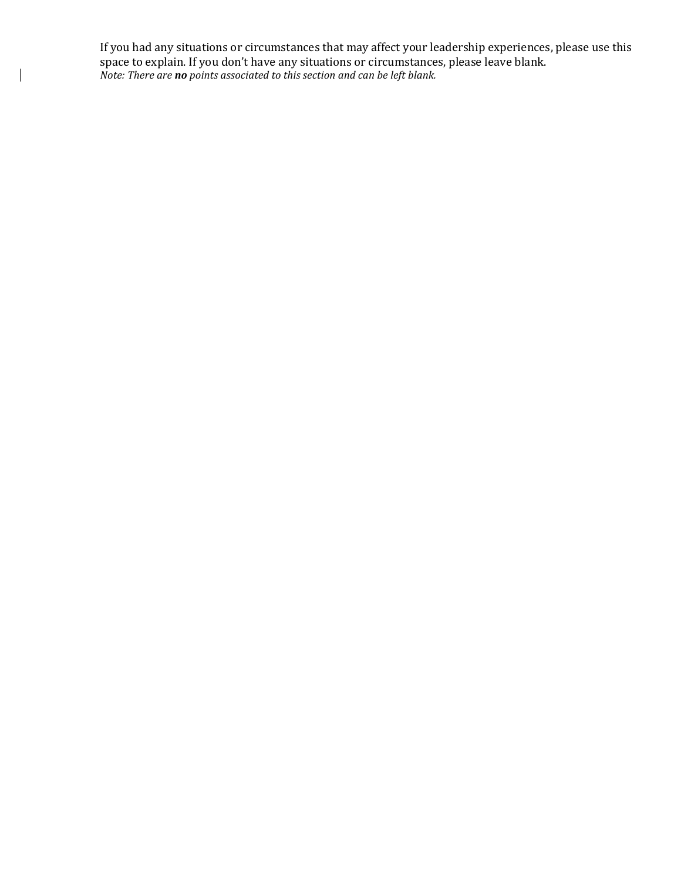If you had any situations or circumstances that may affect your leadership experiences, please use this space to explain. If you don't have any situations or circumstances, please leave blank.

*Note: There are **no** points associated to this section and can be left blank.*